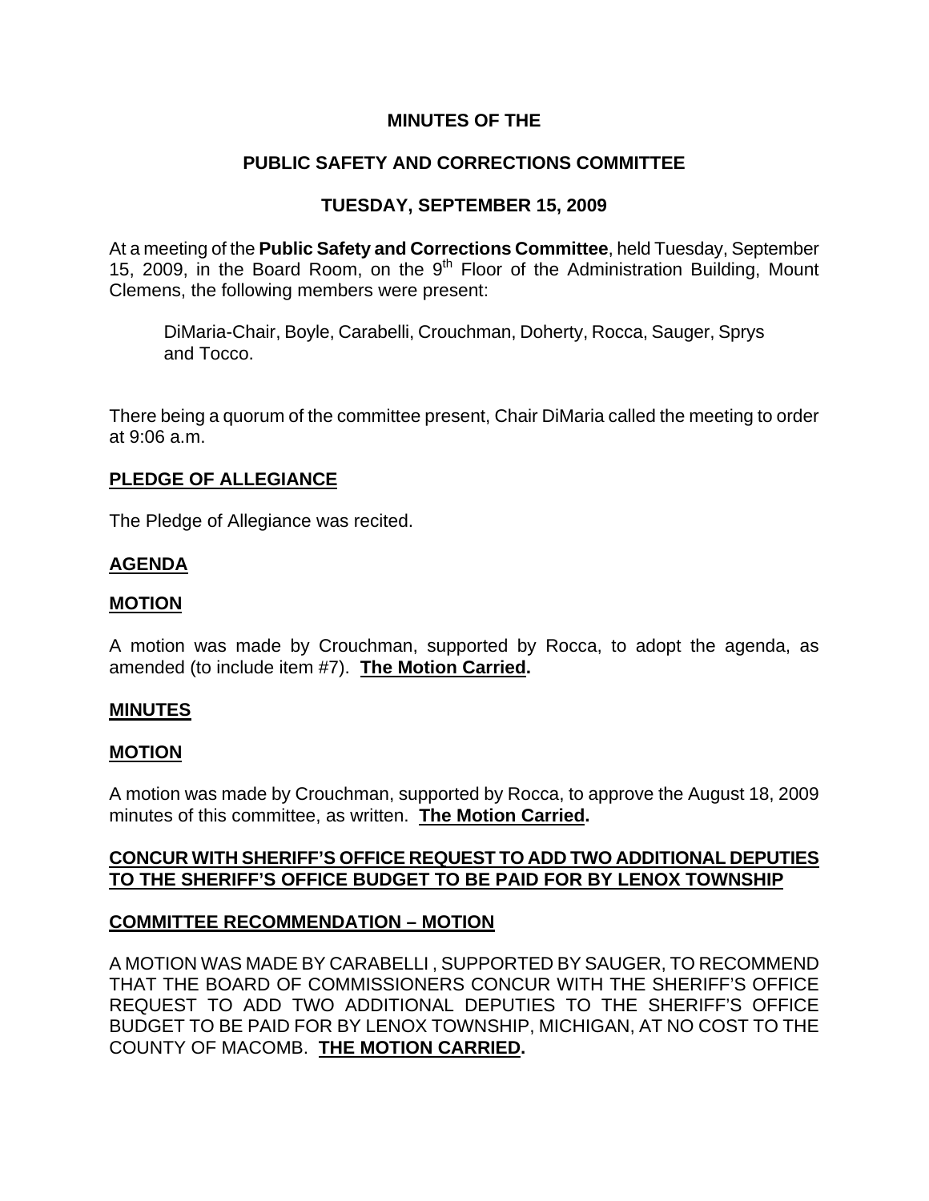# MINUTES OF THE

## PUBLIC SAFETY AND CORRECTIONS COMMITTEE

## TUESDAY, SEPTEMBER 15, 2009

At a meeting of the **Public Safety and Corrections Committee**, held Tuesday, September 15, 2009, in the Board Room, on the 9th Floor of the Administration Building, Mount Clemens, the following members were present:

DiMaria-Chair, Boyle, Carabelli, Crouchman, Doherty, Rocca, Sauger, Sprys and Tocco.

There being a quorum of the committee present, Chair DiMaria called the meeting to order at 9:06 a.m.

**PLEDGE OF ALLEGIANCE**

The Pledge of Allegiance was recited.

**AGENDA**

**MOTION**

A motion was made by Crouchman, supported by Rocca, to adopt the agenda, as amended (to include item #7). **The Motion Carried.**

**MINUTES**

**MOTION**

A motion was made by Crouchman, supported by Rocca, to approve the August 18, 2009 minutes of this committee, as written. **The Motion Carried.**

**CONCUR WITH SHERIFF'S OFFICE REQUEST TO ADD TWO ADDITIONAL DEPUTIES TO THE SHERIFF'S OFFICE BUDGET TO BE PAID FOR BY LENOX TOWNSHIP**

**COMMITTEE RECOMMENDATION – MOTION**

A MOTION WAS MADE BY CARABELLI , SUPPORTED BY SAUGER, TO RECOMMEND THAT THE BOARD OF COMMISSIONERS CONCUR WITH THE SHERIFF'S OFFICE REQUEST TO ADD TWO ADDITIONAL DEPUTIES TO THE SHERIFF'S OFFICE BUDGET TO BE PAID FOR BY LENOX TOWNSHIP, MICHIGAN, AT NO COST TO THE COUNTY OF MACOMB. **THE MOTION CARRIED.**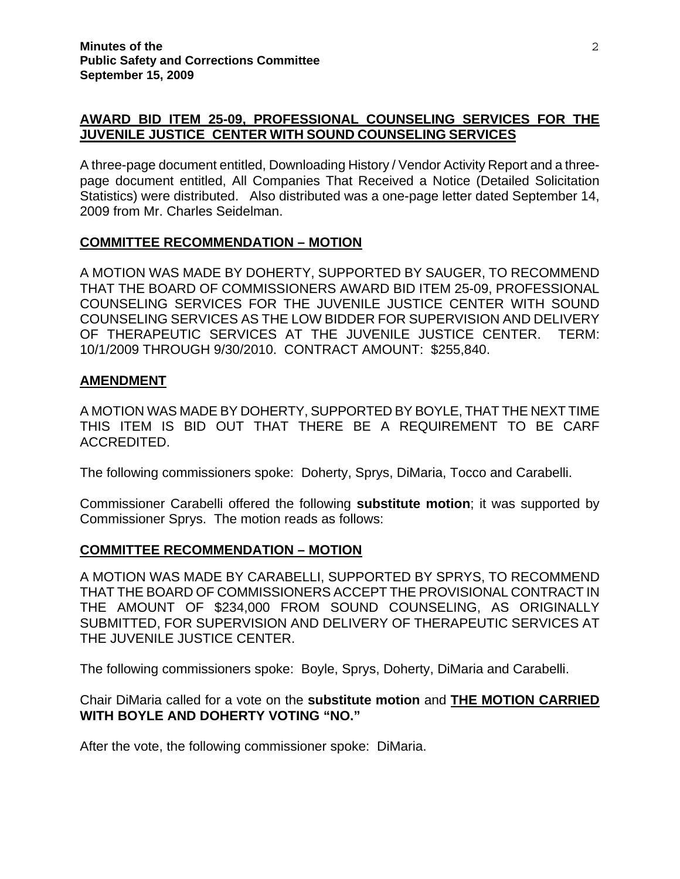## AWARD BID ITEM 25-09, PROFESSIONAL COUNSELING SERVICES FOR THE JUVENILE JUSTICE CENTER WITH SOUND COUNSELING SERVICES

A three-page document entitled, Downloading History / Vendor Activity Report and a three-page document entitled, All Companies That Received a Notice (Detailed Solicitation Statistics) were distributed. Also distributed was a one-page letter dated September 14, 2009 from Mr. Charles Seidelman.

## COMMITTEE RECOMMENDATION – MOTION

A MOTION WAS MADE BY DOHERTY, SUPPORTED BY SAUGER, TO RECOMMEND THAT THE BOARD OF COMMISSIONERS AWARD BID ITEM 25-09, PROFESSIONAL COUNSELING SERVICES FOR THE JUVENILE JUSTICE CENTER WITH SOUND COUNSELING SERVICES AS THE LOW BIDDER FOR SUPERVISION AND DELIVERY OF THERAPEUTIC SERVICES AT THE JUVENILE JUSTICE CENTER. TERM: 10/1/2009 THROUGH 9/30/2010. CONTRACT AMOUNT: $255,840.

## AMENDMENT

A MOTION WAS MADE BY DOHERTY, SUPPORTED BY BOYLE, THAT THE NEXT TIME THIS ITEM IS BID OUT THAT THERE BE A REQUIREMENT TO BE CARF ACCREDITED.

The following commissioners spoke: Doherty, Sprys, DiMaria, Tocco and Carabelli.

Commissioner Carabelli offered the following **substitute motion**; it was supported by Commissioner Sprys. The motion reads as follows:

## COMMITTEE RECOMMENDATION – MOTION

A MOTION WAS MADE BY CARABELLI, SUPPORTED BY SPRYS, TO RECOMMEND THAT THE BOARD OF COMMISSIONERS ACCEPT THE PROVISIONAL CONTRACT IN THE AMOUNT OF $234,000 FROM SOUND COUNSELING, AS ORIGINALLY SUBMITTED, FOR SUPERVISION AND DELIVERY OF THERAPEUTIC SERVICES AT THE JUVENILE JUSTICE CENTER.

The following commissioners spoke: Boyle, Sprys, Doherty, DiMaria and Carabelli.

Chair DiMaria called for a vote on the **substitute motion** and **THE MOTION CARRIED WITH BOYLE AND DOHERTY VOTING "NO."**

After the vote, the following commissioner spoke: DiMaria.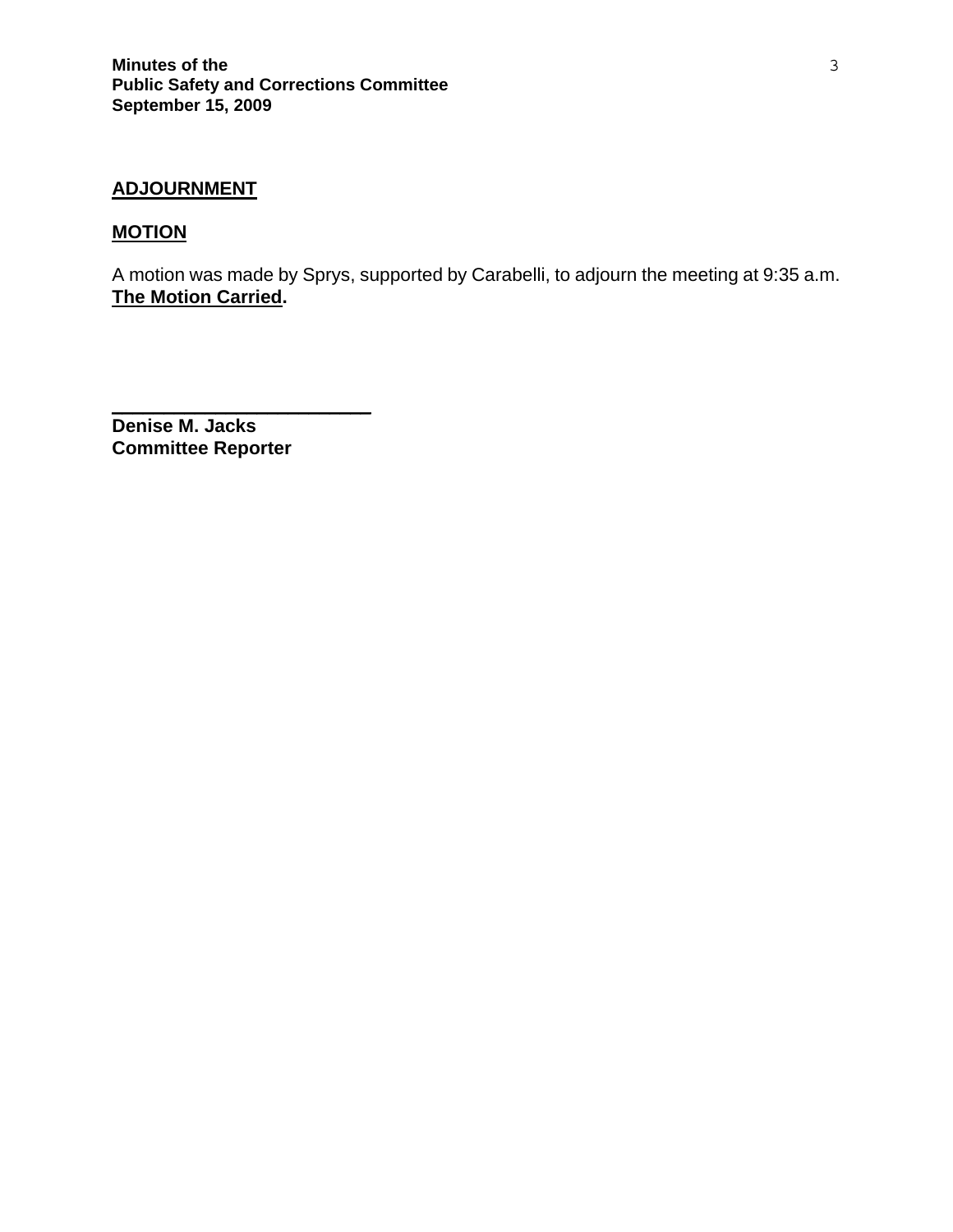## ADJOURNMENT

## MOTION

A motion was made by Sprys, supported by Carabelli, to adjourn the meeting at 9:35 a.m. **The Motion Carried.**

\_\_\_\_\_\_\_\_\_\_\_\_\_\_\_\_\_\_\_\_\_\_\_\_\_\_

**Denise M. Jacks**
**Committee Reporter**